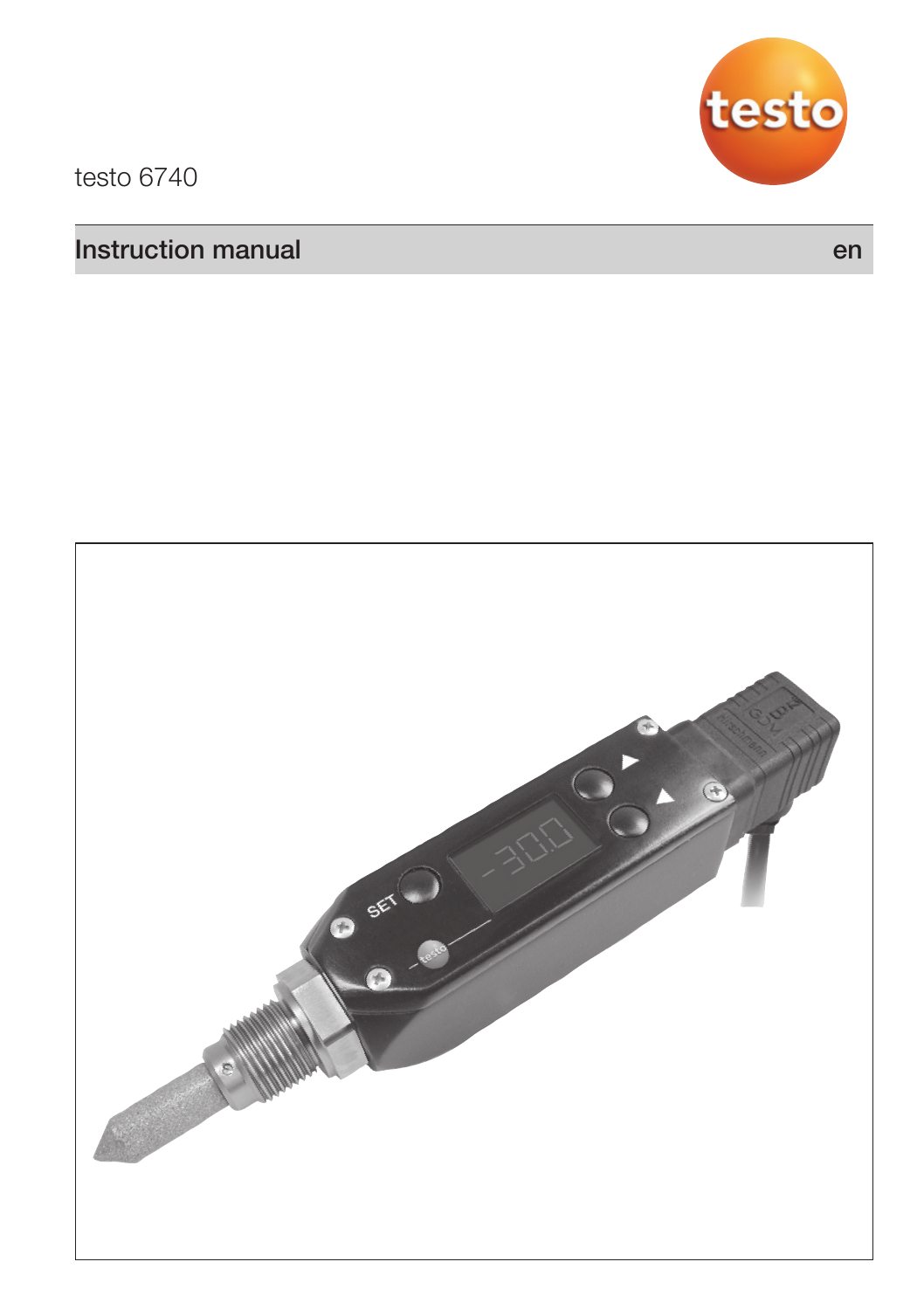testo 6740

# Instruction manual

en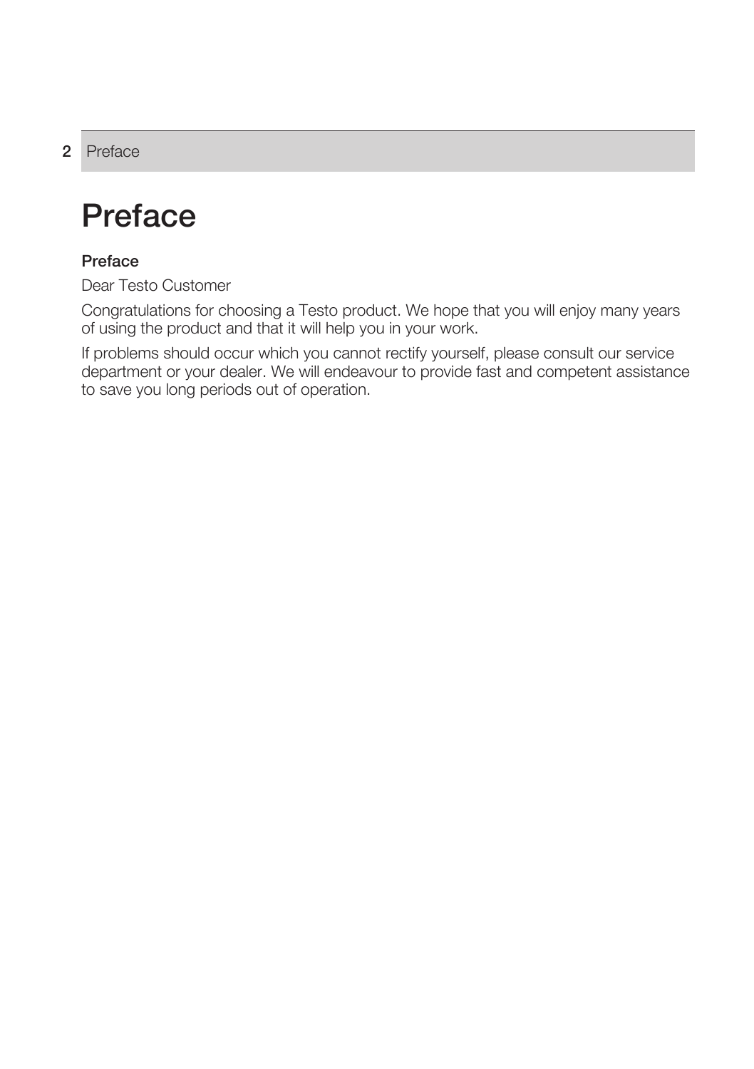# Preface

### Preface

Dear Testo Customer

Congratulations for choosing a Testo product. We hope that you will enjoy many years of using the product and that it will help you in your work.

If problems should occur which you cannot rectify yourself, please consult our service department or your dealer. We will endeavour to provide fast and competent assistance to save you long periods out of operation.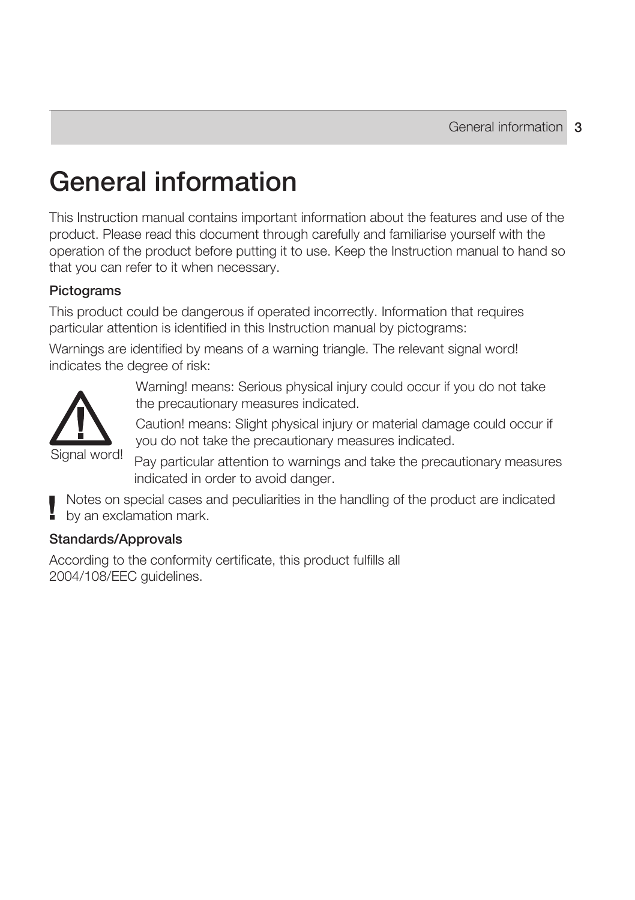# General information

This Instruction manual contains important information about the features and use of the product. Please read this document through carefully and familiarise yourself with the operation of the product before putting it to use. Keep the Instruction manual to hand so that you can refer to it when necessary.

**Pictograms**

This product could be dangerous if operated incorrectly. Information that requires particular attention is identified in this Instruction manual by pictograms:

Warnings are identified by means of a warning triangle. The relevant signal word! indicates the degree of risk:

Signal word!

Warning! means: Serious physical injury could occur if you do not take the precautionary measures indicated.

Caution! means: Slight physical injury or material damage could occur if you do not take the precautionary measures indicated.

Pay particular attention to warnings and take the precautionary measures indicated in order to avoid danger.

! Notes on special cases and peculiarities in the handling of the product are indicated by an exclamation mark.

**Standards/Approvals**

According to the conformity certificate, this product fulfills all 2004/108/EEC guidelines.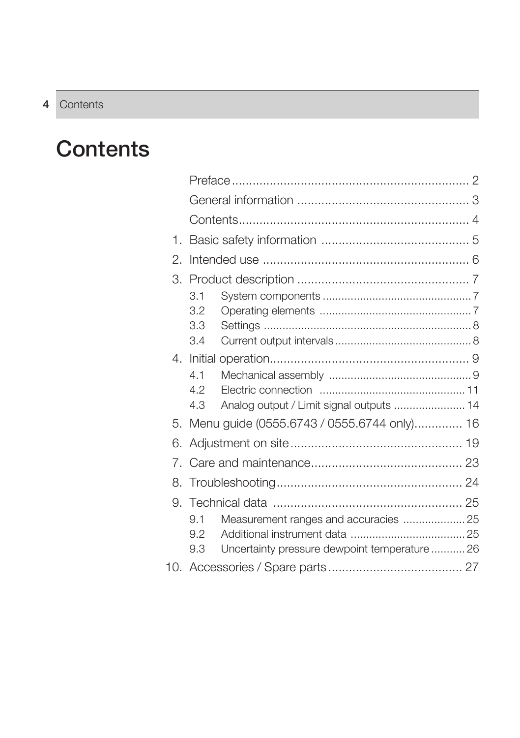# Contents

Preface ..................................................................... 2

General information .................................................. 3

Contents.................................................................... 4

1. Basic safety information ............................................ 5

2. Intended use ............................................................. 6

3. Product description ................................................... 7
   - 3.1 System components ................................................ 7
   - 3.2 Operating elements ................................................ 7
   - 3.3 Settings .................................................................. 8
   - 3.4 Current output intervals ........................................... 8

4. Initial operation.......................................................... 9
   - 4.1 Mechanical assembly ............................................. 9
   - 4.2 Electric connection ............................................... 11
   - 4.3 Analog output / Limit signal outputs ....................... 14

5. Menu guide (0555.6743 / 0555.6744 only).............. 16

6. Adjustment on site.................................................. 19

7. Care and maintenance............................................ 23

8. Troubleshooting...................................................... 24

9. Technical data ....................................................... 25
   - 9.1 Measurement ranges and accuracies .................... 25
   - 9.2 Additional instrument data ..................................... 25
   - 9.3 Uncertainty pressure dewpoint temperature ........... 26

10. Accessories / Spare parts....................................... 27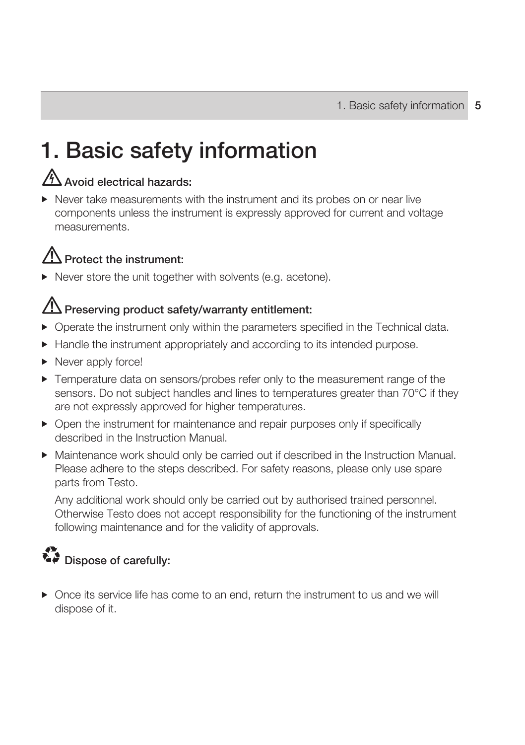# 1. Basic safety information

**Avoid electrical hazards:**

- Never take measurements with the instrument and its probes on or near live components unless the instrument is expressly approved for current and voltage measurements.

**Protect the instrument:**

- Never store the unit together with solvents (e.g. acetone).

**Preserving product safety/warranty entitlement:**

- Operate the instrument only within the parameters specified in the Technical data.
- Handle the instrument appropriately and according to its intended purpose.
- Never apply force!
- Temperature data on sensors/probes refer only to the measurement range of the sensors. Do not subject handles and lines to temperatures greater than 70°C if they are not expressly approved for higher temperatures.
- Open the instrument for maintenance and repair purposes only if specifically described in the Instruction Manual.
- Maintenance work should only be carried out if described in the Instruction Manual. Please adhere to the steps described. For safety reasons, please only use spare parts from Testo.

  Any additional work should only be carried out by authorised trained personnel. Otherwise Testo does not accept responsibility for the functioning of the instrument following maintenance and for the validity of approvals.

**Dispose of carefully:**

- Once its service life has come to an end, return the instrument to us and we will dispose of it.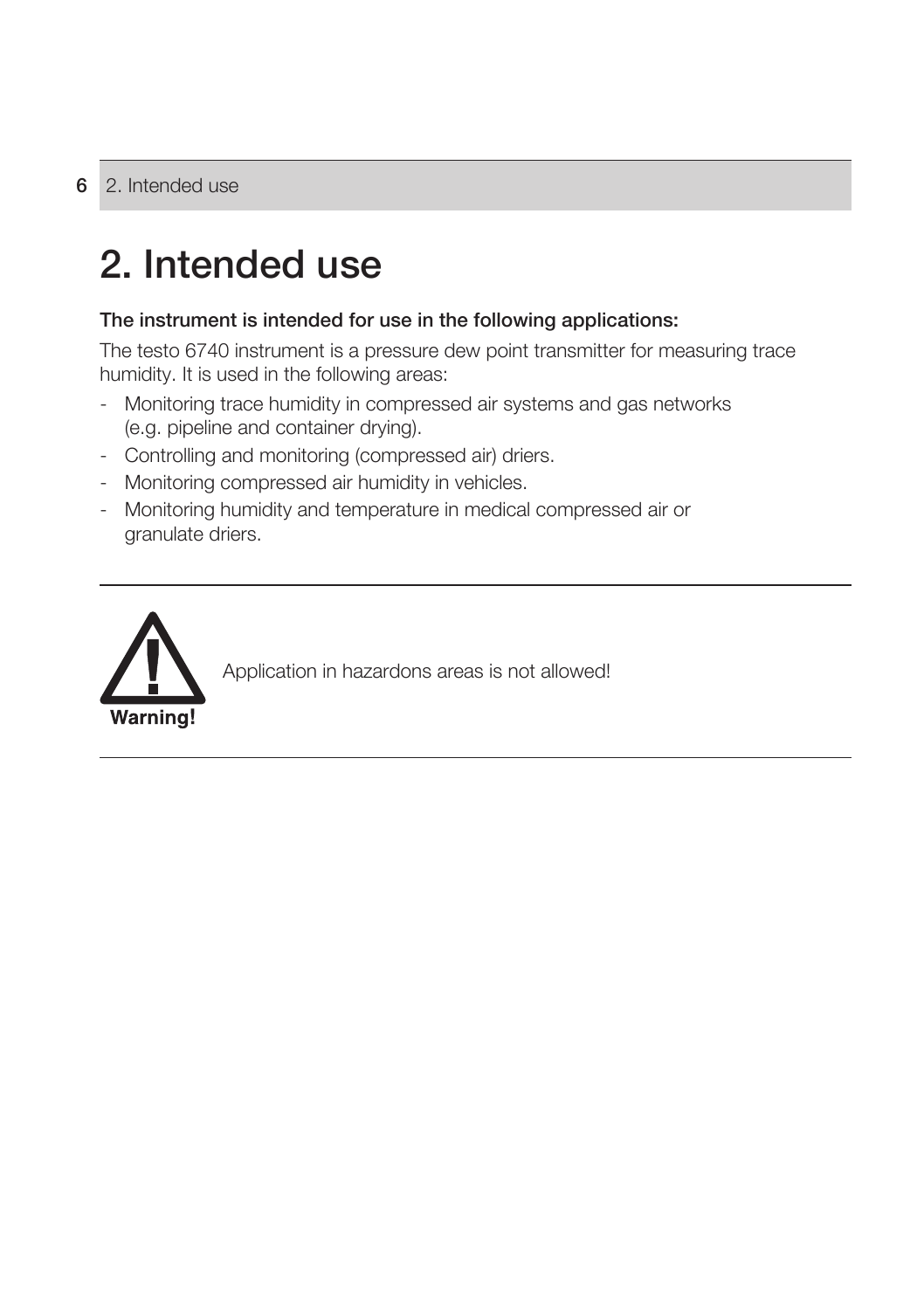# 2. Intended use

**The instrument is intended for use in the following applications:**

The testo 6740 instrument is a pressure dew point transmitter for measuring trace humidity. It is used in the following areas:

- Monitoring trace humidity in compressed air systems and gas networks (e.g. pipeline and container drying).
- Controlling and monitoring (compressed air) driers.
- Monitoring compressed air humidity in vehicles.
- Monitoring humidity and temperature in medical compressed air or granulate driers.

---

**Warning!**

Application in hazardons areas is not allowed!

---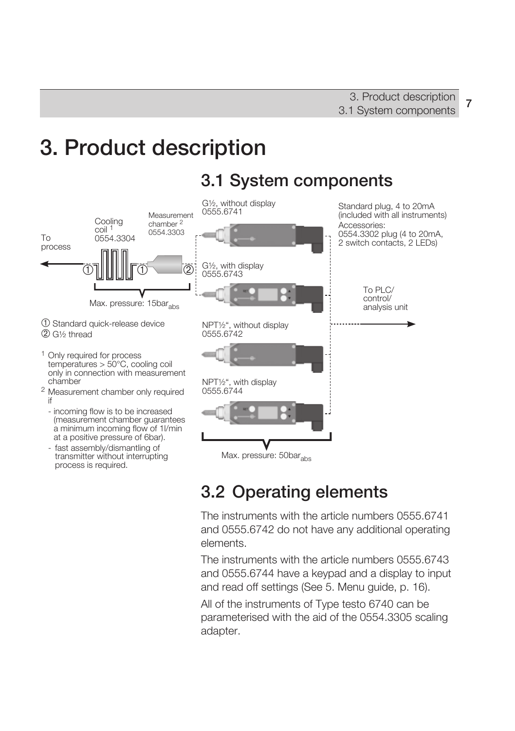# 3. Product description

## 3.1 System components

To process

Cooling coil [1] 0554.3304

Measurement chamber [2] 0554.3303

Max. pressure: 15$bar_{abs}$

① Standard quick-release device
② G½ thread

[1] Only required for process temperatures > 50°C, cooling coil only in connection with measurement chamber

[2] Measurement chamber only required if

- incoming flow is to be increased (measurement chamber guarantees a minimum incoming flow of 1l/min at a positive pressure of 6bar).
- fast assembly/dismantling of transmitter without interrupting process is required.

G½, without display
0555.6741

G½, with display
0555.6743

NPT½", without display
0555.6742

NPT½", with display
0555.6744

Max. pressure: 50$bar_{abs}$

Standard plug, 4 to 20mA (included with all instruments)

Accessories:
0554.3302 plug (4 to 20mA, 2 switch contacts, 2 LEDs)

To PLC/ control/ analysis unit

## 3.2 Operating elements

The instruments with the article numbers 0555.6741 and 0555.6742 do not have any additional operating elements.

The instruments with the article numbers 0555.6743 and 0555.6744 have a keypad and a display to input and read off settings (See 5. Menu guide, p. 16).

All of the instruments of Type testo 6740 can be parameterised with the aid of the 0554.3305 scaling adapter.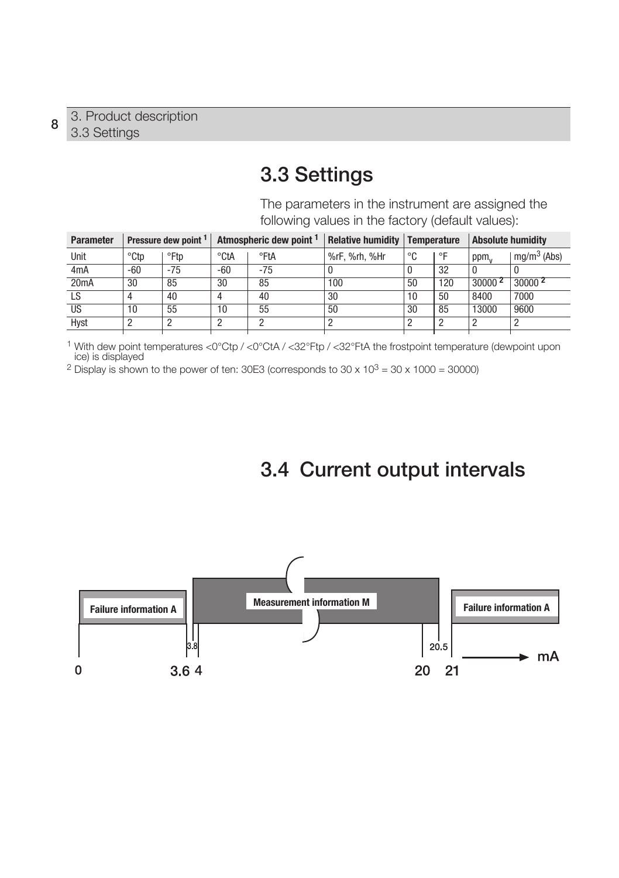## 3.3 Settings

The parameters in the instrument are assigned the following values in the factory (default values):

| Parameter | Pressure dew point [1] | | Atmospheric dew point [1] | | Relative humidity | Temperature | | Absolute humidity | |
|---|---|---|---|---|---|---|---|---|---|
| Unit | °Ctp | °Ftp | °CtA | °FtA | %rF, %rh, %Hr | °C | °F | $ppm_v$ | $mg/m^3$ (Abs) |
| 4mA | -60 | -75 | -60 | -75 | 0 | 0 | 32 | 0 | 0 |
| 20mA | 30 | 85 | 30 | 85 | 100 | 50 | 120 | 30000 [2] | 30000 [2] |
| LS | 4 | 40 | 4 | 40 | 30 | 10 | 50 | 8400 | 7000 |
| US | 10 | 55 | 10 | 55 | 50 | 30 | 85 | 13000 | 9600 |
| Hyst | 2 | 2 | 2 | 2 | 2 | 2 | 2 | 2 | 2 |

[1] With dew point temperatures <0°Ctp / <0°CtA / <32°Ftp / <32°FtA the frostpoint temperature (dewpoint upon ice) is displayed

[2] Display is shown to the power of ten: 30E3 (corresponds to $30 \times 10^3 = 30 \times 1000 = 30000$)

## 3.4 Current output intervals

Failure information A | Measurement information M | Failure information A

0 | 3.6 | 3.8 | 4 | 20 | 20.5 | 21 → mA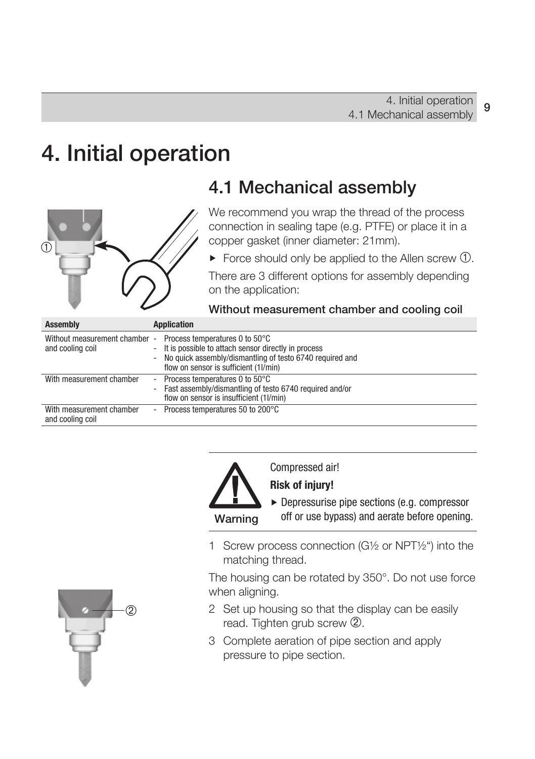# 4. Initial operation

## 4.1 Mechanical assembly

We recommend you wrap the thread of the process connection in sealing tape (e.g. PTFE) or place it in a copper gasket (inner diameter: 21mm).

▶ Force should only be applied to the Allen screw ①.

There are 3 different options for assembly depending on the application:

**Without measurement chamber and cooling coil**

| Assembly | Application |
|---|---|
| Without measurement chamber and cooling coil | - Process temperatures 0 to 50°C<br>- It is possible to attach sensor directly in process<br>- No quick assembly/dismantling of testo 6740 required and flow on sensor is sufficient (1l/min) |
| With measurement chamber | - Process temperatures 0 to 50°C<br>- Fast assembly/dismantling of testo 6740 required and/or flow on sensor is insufficient (1l/min) |
| With measurement chamber and cooling coil | - Process temperatures 50 to 200°C |

> **Warning**
>
> Compressed air!
>
> **Risk of injury!**
>
> ▶ Depressurise pipe sections (e.g. compressor off or use bypass) and aerate before opening.

1 Screw process connection (G½ or NPT½") into the matching thread.

The housing can be rotated by 350°. Do not use force when aligning.

2 Set up housing so that the display can be easily read. Tighten grub screw ②.

3 Complete aeration of pipe section and apply pressure to pipe section.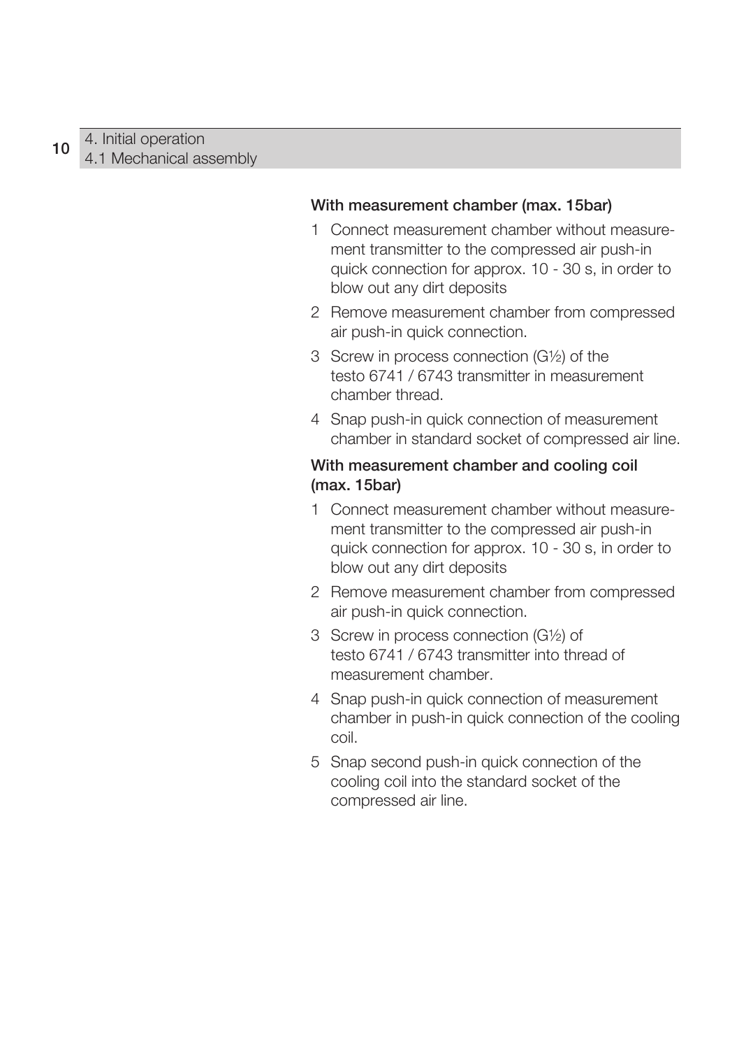### With measurement chamber (max. 15bar)

1. Connect measurement chamber without measurement transmitter to the compressed air push-in quick connection for approx. 10 - 30 s, in order to blow out any dirt deposits
2. Remove measurement chamber from compressed air push-in quick connection.
3. Screw in process connection (G½) of the testo 6741 / 6743 transmitter in measurement chamber thread.
4. Snap push-in quick connection of measurement chamber in standard socket of compressed air line.

### With measurement chamber and cooling coil (max. 15bar)

1. Connect measurement chamber without measurement transmitter to the compressed air push-in quick connection for approx. 10 - 30 s, in order to blow out any dirt deposits
2. Remove measurement chamber from compressed air push-in quick connection.
3. Screw in process connection (G½) of testo 6741 / 6743 transmitter into thread of measurement chamber.
4. Snap push-in quick connection of measurement chamber in push-in quick connection of the cooling coil.
5. Snap second push-in quick connection of the cooling coil into the standard socket of the compressed air line.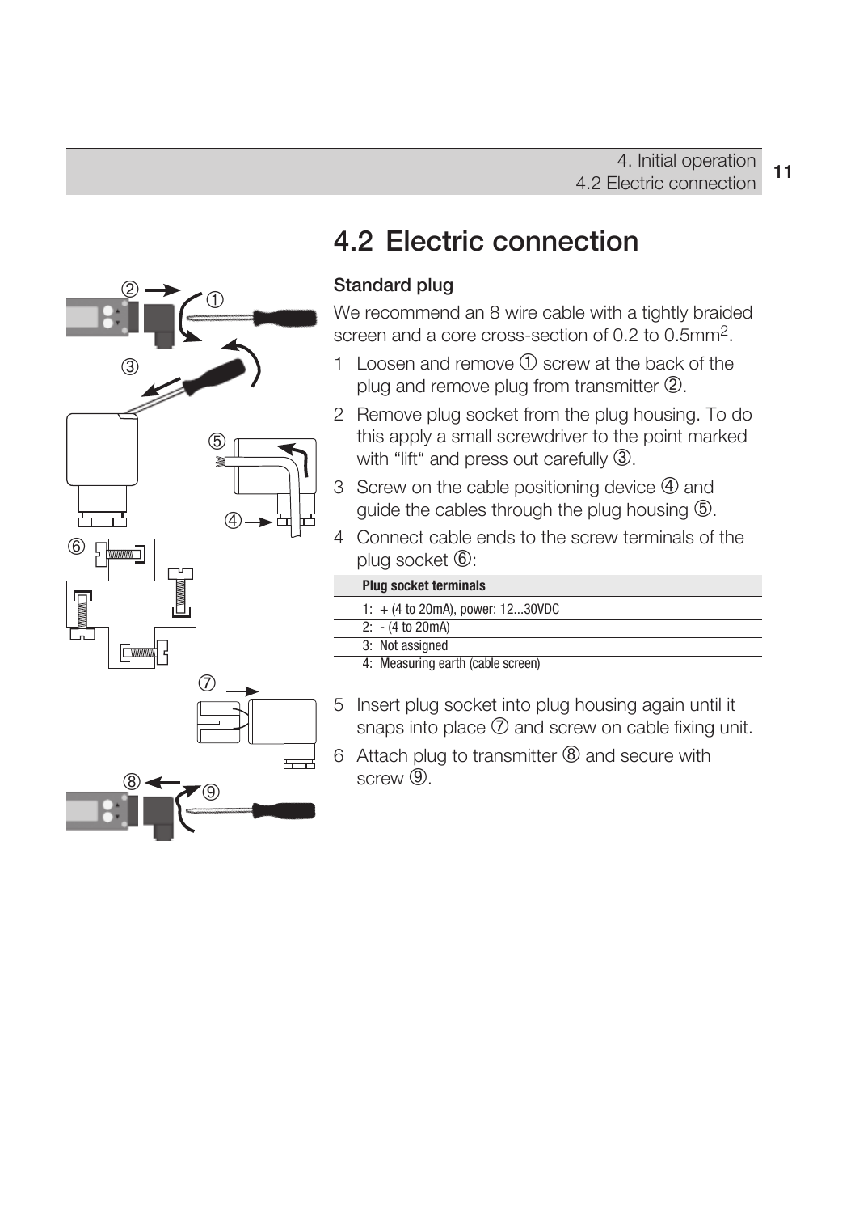## 4.2 Electric connection

### Standard plug

We recommend an 8 wire cable with a tightly braided screen and a core cross-section of 0.2 to 0.5mm$^2$.

1 Loosen and remove ① screw at the back of the plug and remove plug from transmitter ②.
2 Remove plug socket from the plug housing. To do this apply a small screwdriver to the point marked with “lift“ and press out carefully ③.
3 Screw on the cable positioning device ④ and guide the cables through the plug housing ⑤.
4 Connect cable ends to the screw terminals of the plug socket ⑥:

| Plug socket terminals |
| --- |
| 1: + (4 to 20mA), power: 12...30VDC |
| 2: - (4 to 20mA) |
| 3: Not assigned |
| 4: Measuring earth (cable screen) |

5 Insert plug socket into plug housing again until it snaps into place ⑦ and screw on cable fixing unit.
6 Attach plug to transmitter ⑧ and secure with screw ⑨.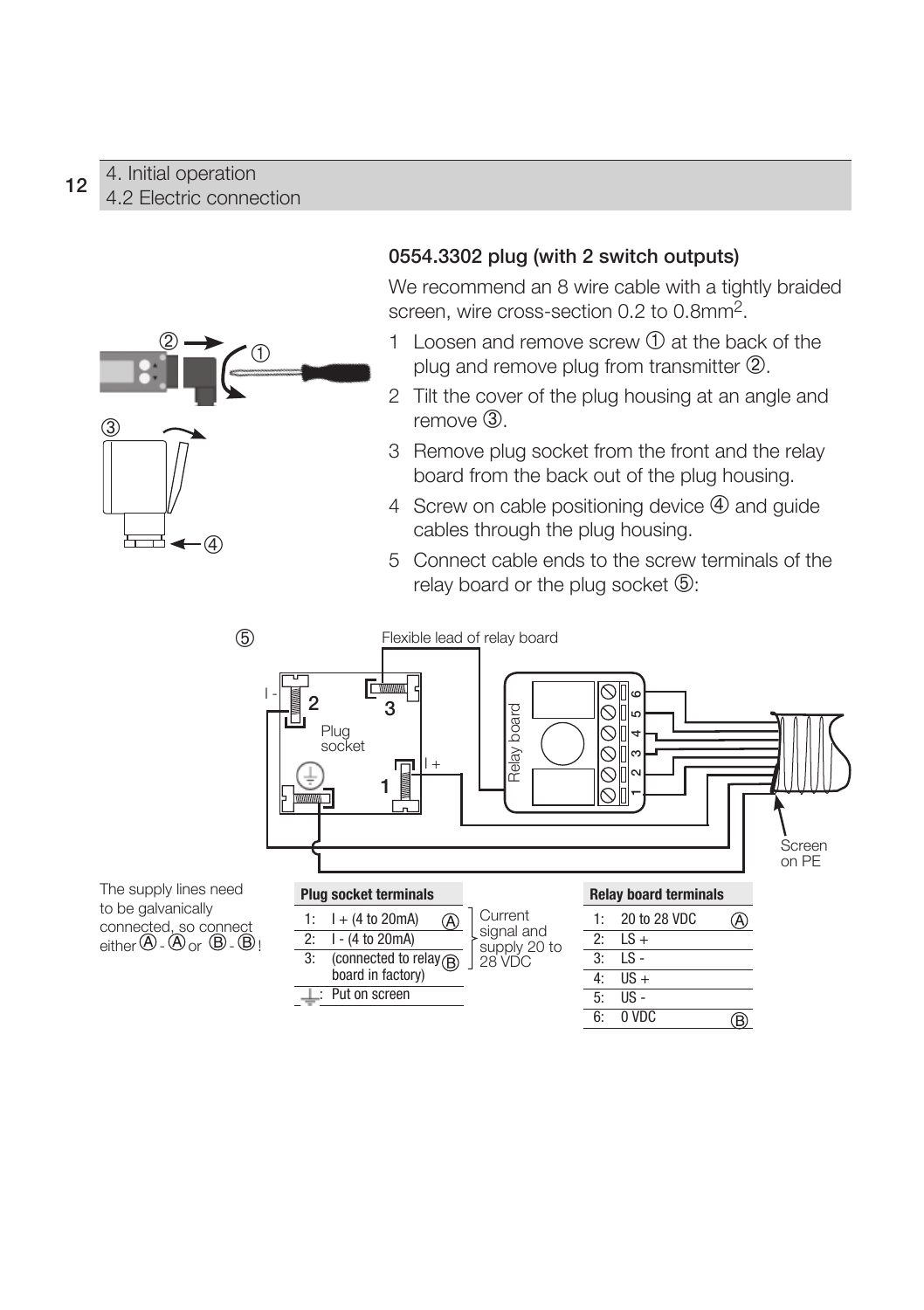## 0554.3302 plug (with 2 switch outputs)

We recommend an 8 wire cable with a tightly braided screen, wire cross-section 0.2 to 0.8mm$^2$.

1. Loosen and remove screw ① at the back of the plug and remove plug from transmitter ②.
2. Tilt the cover of the plug housing at an angle and remove ③.
3. Remove plug socket from the front and the relay board from the back out of the plug housing.
4. Screw on cable positioning device ④ and guide cables through the plug housing.
5. Connect cable ends to the screw terminals of the relay board or the plug socket ⑤:

The supply lines need to be galvanically connected, so connect either Ⓐ - Ⓐ or Ⓑ - Ⓑ!

**Plug socket terminals**

| Terminal | Function | |
|---|---|---|
| 1: | I + (4 to 20mA) | Ⓐ |
| 2: | I - (4 to 20mA) | |
| 3: | (connected to relay board in factory) | Ⓑ |
| ⏚: | Put on screen | |

Terminals 1–3: Current signal and supply 20 to 28 VDC

**Relay board terminals**

| Terminal | Function | |
|---|---|---|
| 1: | 20 to 28 VDC | Ⓐ |
| 2: | LS + | |
| 3: | LS - | |
| 4: | US + | |
| 5: | US - | |
| 6: | 0 VDC | Ⓑ |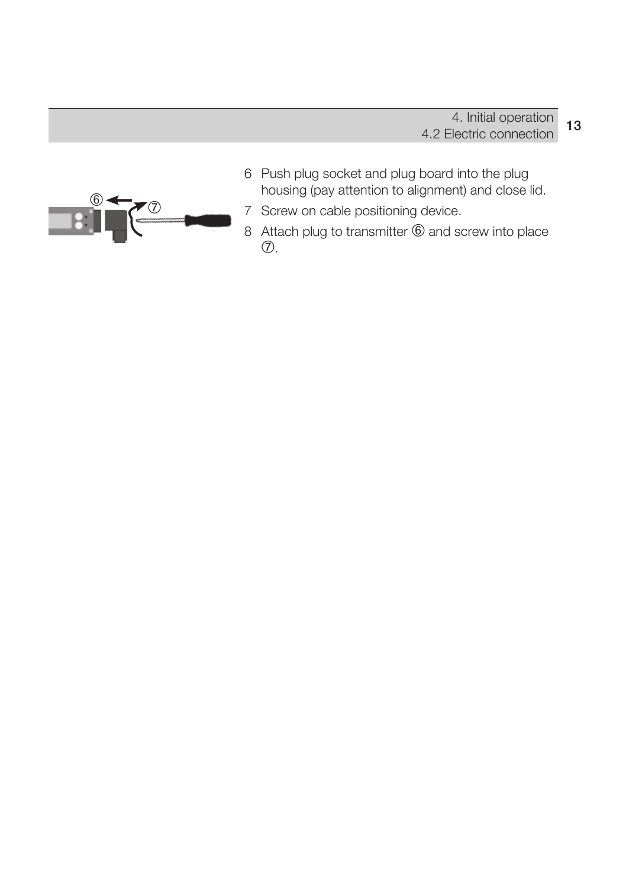6 Push plug socket and plug board into the plug housing (pay attention to alignment) and close lid.
7 Screw on cable positioning device.
8 Attach plug to transmitter ⑥ and screw into place ⑦.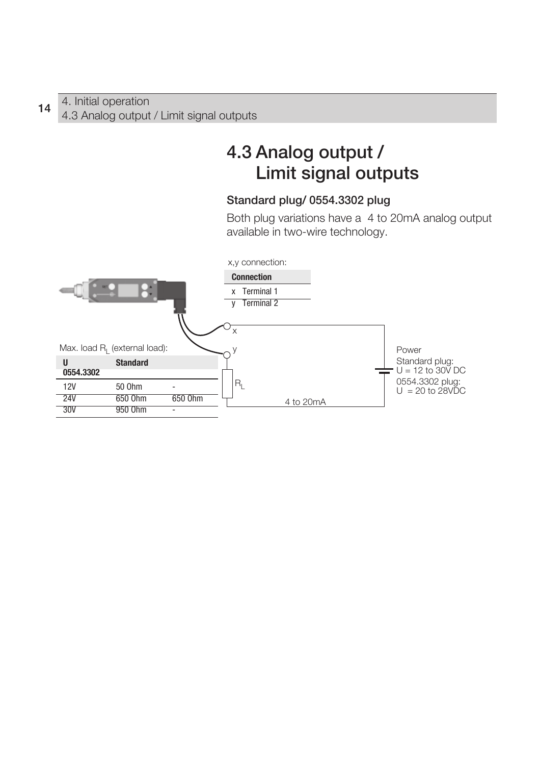# 4.3 Analog output / Limit signal outputs

### Standard plug/ 0554.3302 plug

Both plug variations have a 4 to 20mA analog output available in two-wire technology.

x,y connection:

| Connection | |
|---|---|
| x | Terminal 1 |
| y | Terminal 2 |

Max. load $R_L$ (external load):

| U | Standard | 0554.3302 |
|---|---|---|
| 12V | 50 Ohm | - |
| 24V | 650 Ohm | 650 Ohm |
| 30V | 950 Ohm | - |

x

y

$R_L$

4 to 20mA

Power

Standard plug:
U = 12 to 30V DC

0554.3302 plug:
U = 20 to 28VDC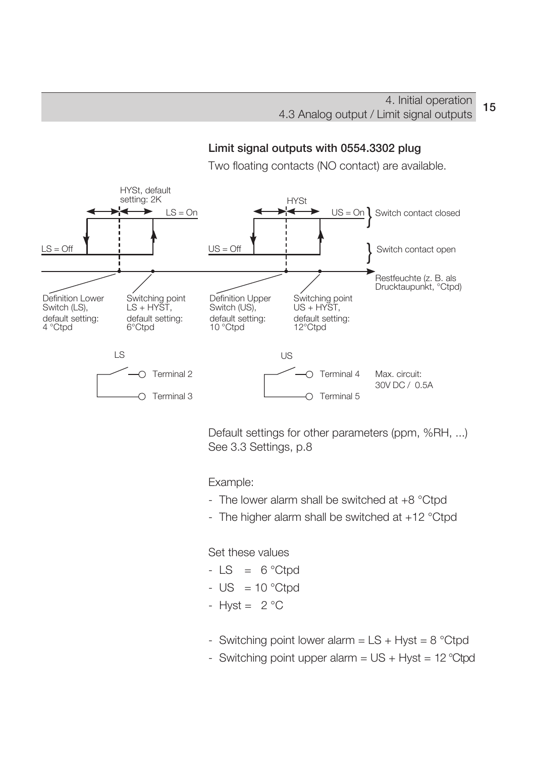## Limit signal outputs with 0554.3302 plug

Two floating contacts (NO contact) are available.

HYSt, default setting: 2K

HYSt

LS = On

US = On } Switch contact closed

LS = Off

US = Off

} Switch contact open

Restfeuchte (z. B. als Drucktaupunkt, °Ctpd)

Definition Lower Switch (LS), default setting: 4 °Ctpd

Switching point LS + HYST, default setting: 6°Ctpd

Definition Upper Switch (US), default setting: 10 °Ctpd

Switching point US + HYST, default setting: 12°Ctpd

LS

Terminal 2

Terminal 3

US

Terminal 4

Terminal 5

Max. circuit: 30V DC / 0.5A

Default settings for other parameters (ppm, %RH, ...) See 3.3 Settings, p.8

Example:

- The lower alarm shall be switched at +8 °Ctpd
- The higher alarm shall be switched at +12 °Ctpd

Set these values

- LS = 6 °Ctpd
- US = 10 °Ctpd
- Hyst = 2 °C

- Switching point lower alarm = LS + Hyst = 8 °Ctpd
- Switching point upper alarm = US + Hyst = 12 °Ctpd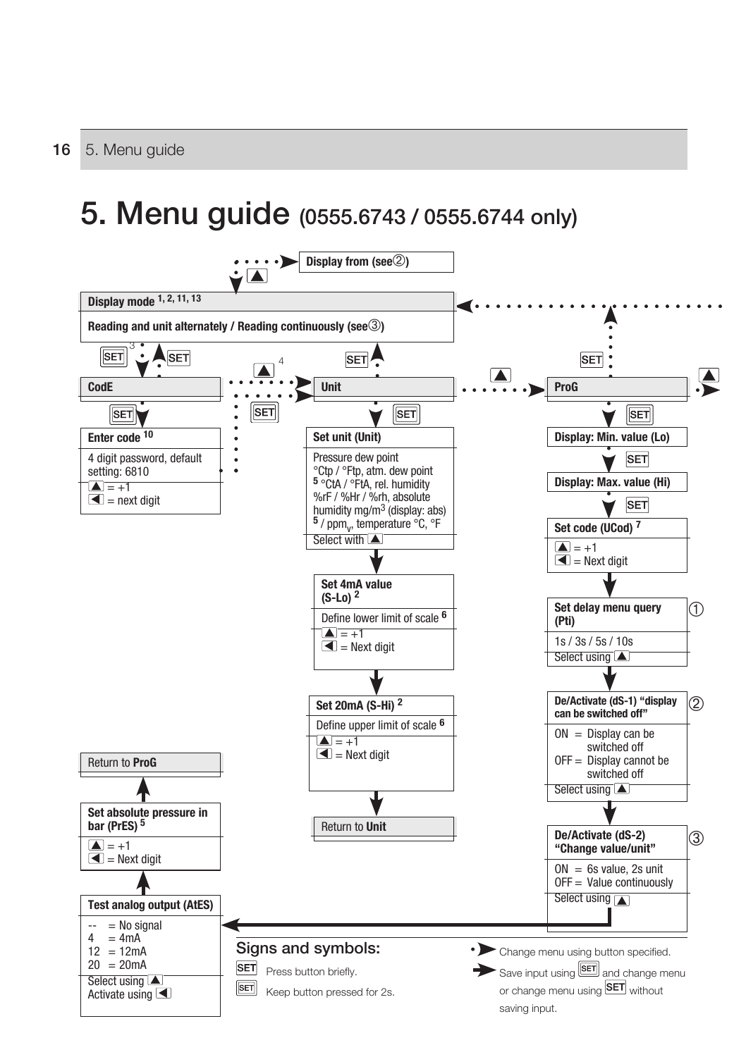# 5. Menu guide (0555.6743 / 0555.6744 only)

**Display from (see②)**

**Display mode** [1, 2, 11, 13]

**Reading and unit alternately / Reading continuously (see③)**

**CodE**

**Enter code** [10]

4 digit password, default setting: 6810

▲ = +1
◄ = next digit

**Unit**

**Set unit (Unit)**

Pressure dew point °Ctp / °Ftp, atm. dew point [5] °CtA / °FtA, rel. humidity %rF / %Hr / %rh, absolute humidity mg/m³ (display: abs) [5] / ppm$_v$, temperature °C, °F

Select with ▲

**Set 4mA value (S-Lo)** [2]

Define lower limit of scale [6]

▲ = +1
◄ = Next digit

**Set 20mA (S-Hi)** [2]

Define upper limit of scale [6]

▲ = +1
◄ = Next digit

Return to **Unit**

**ProG**

**Display: Min. value (Lo)**

**Display: Max. value (Hi)**

**Set code (UCod)** [7]

▲ = +1
◄ = Next digit

**Set delay menu query (Pti)** ①

1s / 3s / 5s / 10s

Select using ▲

**De/Activate (dS-1) "display can be switched off"** ②

ON = Display can be switched off
OFF = Display cannot be switched off

Select using ▲

**De/Activate (dS-2) "Change value/unit"** ③

ON = 6s value, 2s unit
OFF = Value continuously

Select using ▲

**Test analog output (AtES)**

-- = No signal
4 = 4mA
12 = 12mA
20 = 20mA

Select using ▲
Activate using ◄

**Set absolute pressure in bar (PrES)** [5]

▲ = +1
◄ = Next digit

Return to **ProG**

## Signs and symbols:

SET Press button briefly.

SET Keep button pressed for 2s.

•➤ Change menu using button specified.

➤ Save input using SET and change menu or change menu using SET without saving input.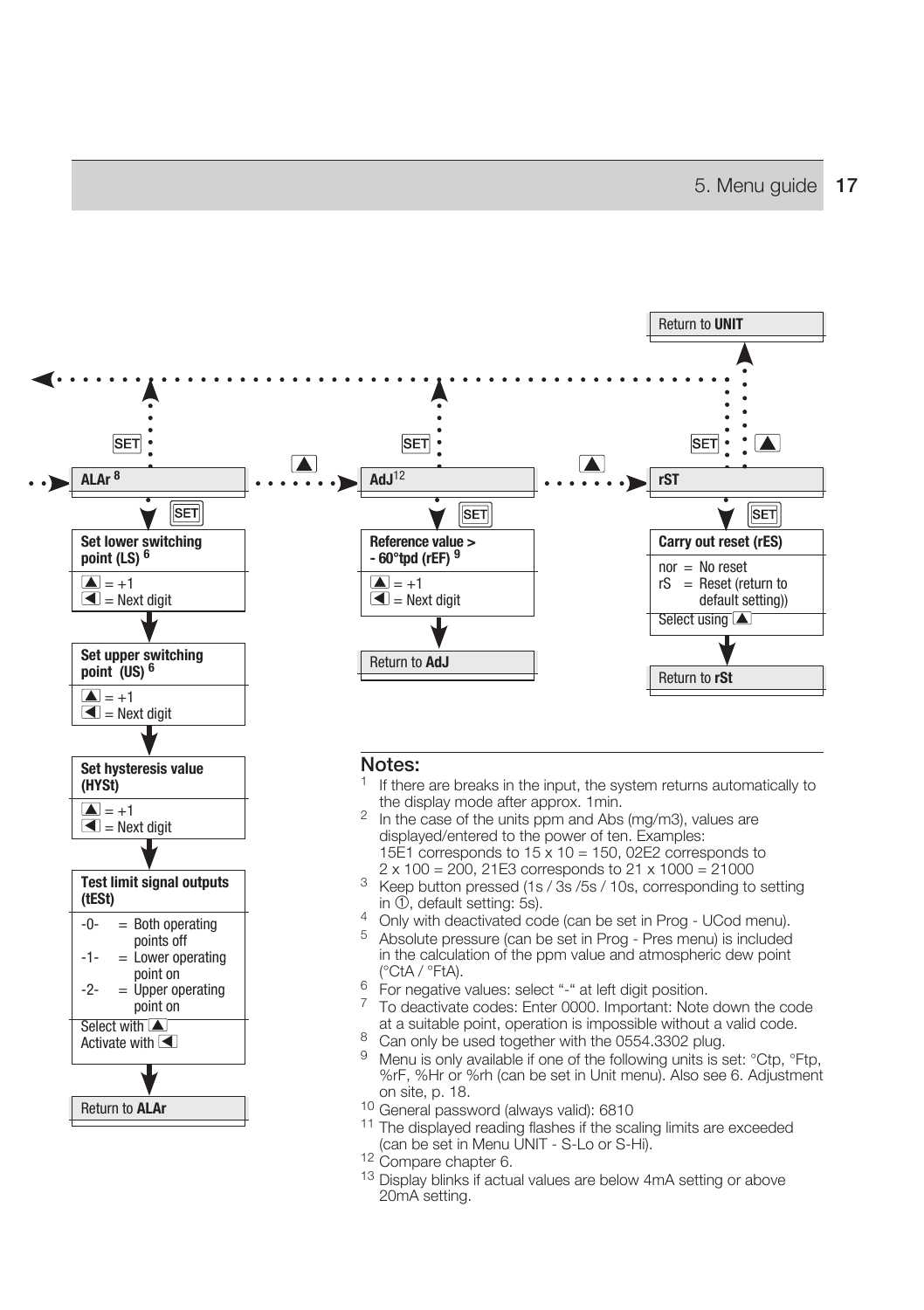Return to **UNIT**

**ALAr** [8] → (SET) → 

**Set lower switching point (LS)** [6]
▲ = +1
◄ = Next digit

**Set upper switching point (US)** [6]
▲ = +1
◄ = Next digit

**Set hysteresis value (HYSt)**
▲ = +1
◄ = Next digit

**Test limit signal outputs (tESt)**
-0- = Both operating points off
-1- = Lower operating point on
-2- = Upper operating point on
Select with ▲
Activate with ◄

Return to **ALAr**

**AdJ** [12] → (SET) →

**Reference value > - 60°tpd (rEF)** [9]
▲ = +1
◄ = Next digit

Return to **AdJ**

**rST** → (SET) →

**Carry out reset (rES)**
nor = No reset
rS = Reset (return to default setting))
Select using ▲

Return to **rSt**

## Notes:

1 If there are breaks in the input, the system returns automatically to the display mode after approx. 1min.

2 In the case of the units ppm and Abs (mg/m3), values are displayed/entered to the power of ten. Examples: 15E1 corresponds to 15 x 10 = 150, 02E2 corresponds to 2 x 100 = 200, 21E3 corresponds to 21 x 1000 = 21000

3 Keep button pressed (1s / 3s /5s / 10s, corresponding to setting in ①, default setting: 5s).

4 Only with deactivated code (can be set in Prog - UCod menu).

5 Absolute pressure (can be set in Prog - Pres menu) is included in the calculation of the ppm value and atmospheric dew point (°CtA / °FtA).

6 For negative values: select "-" at left digit position.

7 To deactivate codes: Enter 0000. Important: Note down the code at a suitable point, operation is impossible without a valid code.

8 Can only be used together with the 0554.3302 plug.

9 Menu is only available if one of the following units is set: °Ctp, °Ftp, %rF, %Hr or %rh (can be set in Unit menu). Also see 6. Adjustment on site, p. 18.

10 General password (always valid): 6810

11 The displayed reading flashes if the scaling limits are exceeded (can be set in Menu UNIT - S-Lo or S-Hi).

12 Compare chapter 6.

13 Display blinks if actual values are below 4mA setting or above 20mA setting.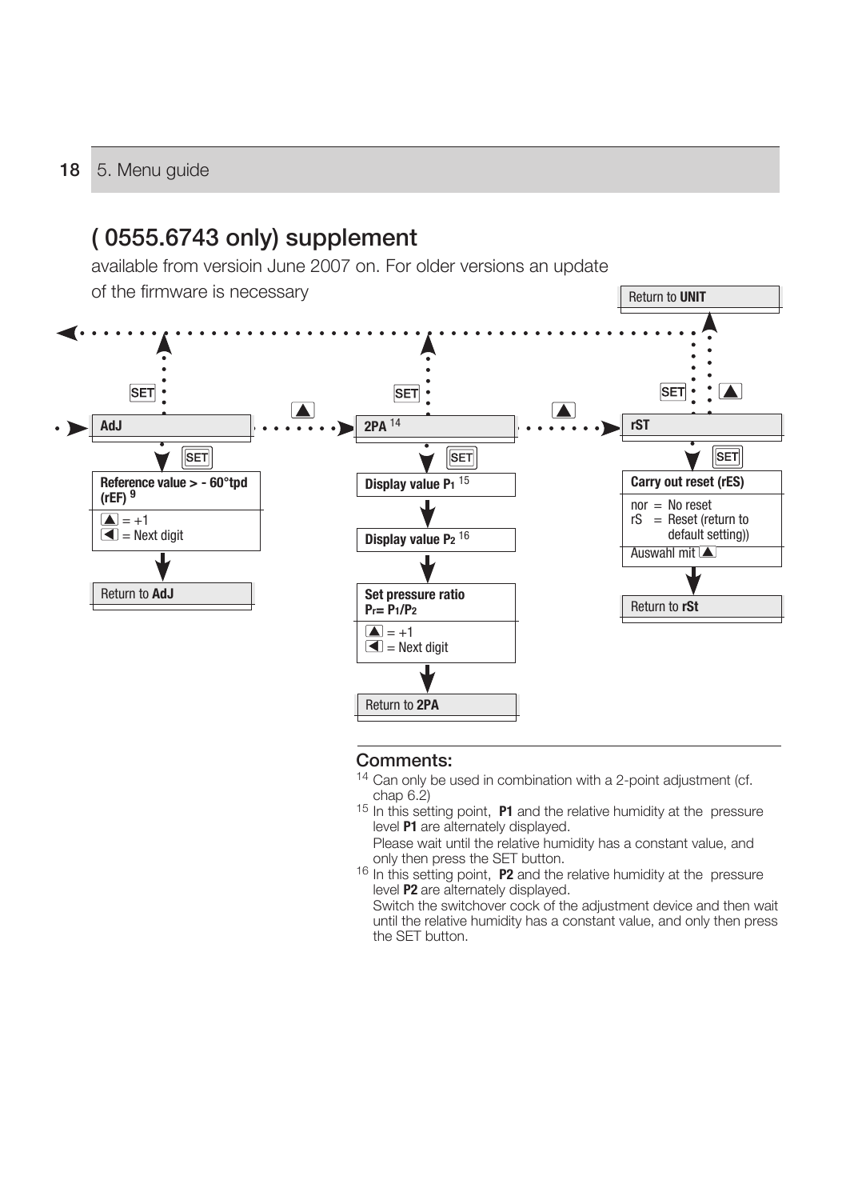## ( 0555.6743 only) supplement

available from versioin June 2007 on. For older versions an update of the firmware is necessary

Return to **UNIT**

SET ▲ SET ▲ SET ▲

**AdJ**

SET

**Reference value > - 60°tpd (rEF)** [9]

▲ = +1
◄ = Next digit

Return to **AdJ**

**2PA** [14]

SET

**Display value** $P_1$ [15]

**Display value** $P_2$ [16]

**Set pressure ratio** $P_r = P_1/P_2$

▲ = +1
◄ = Next digit

Return to **2PA**

**rST**

SET

**Carry out reset (rES)**

nor = No reset
rS = Reset (return to default setting))

Auswahl mit ▲

Return to **rSt**

### Comments:

[14] Can only be used in combination with a 2-point adjustment (cf. chap 6.2)

[15] In this setting point, **P1** and the relative humidity at the pressure level **P1** are alternately displayed.
Please wait until the relative humidity has a constant value, and only then press the SET button.

[16] In this setting point, **P2** and the relative humidity at the pressure level **P2** are alternately displayed.
Switch the switchover cock of the adjustment device and then wait until the relative humidity has a constant value, and only then press the SET button.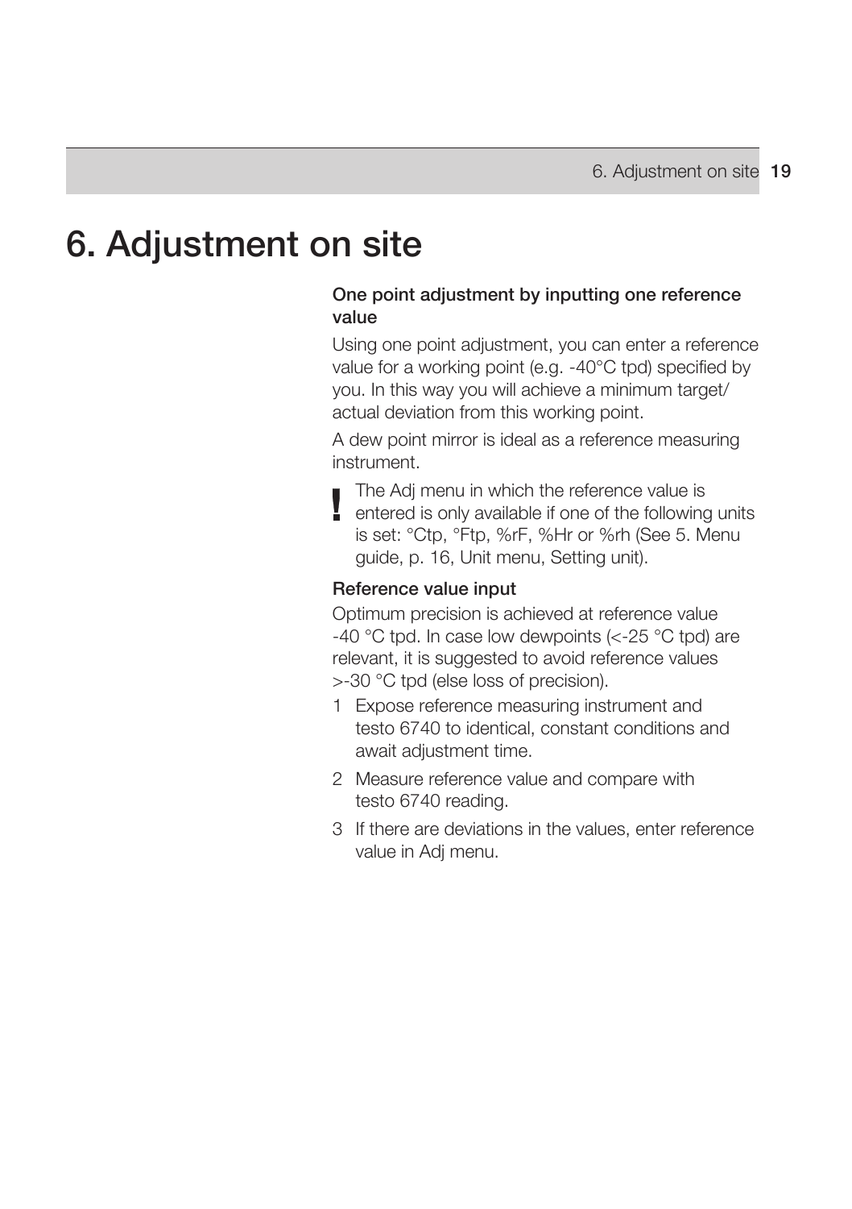# 6. Adjustment on site

### One point adjustment by inputting one reference value

Using one point adjustment, you can enter a reference value for a working point (e.g. -40°C tpd) specified by you. In this way you will achieve a minimum target/actual deviation from this working point.

A dew point mirror is ideal as a reference measuring instrument.

**!** The Adj menu in which the reference value is entered is only available if one of the following units is set: °Ctp, °Ftp, %rF, %Hr or %rh (See 5. Menu guide, p. 16, Unit menu, Setting unit).

### Reference value input

Optimum precision is achieved at reference value -40 °C tpd. In case low dewpoints (<-25 °C tpd) are relevant, it is suggested to avoid reference values >-30 °C tpd (else loss of precision).

1 Expose reference measuring instrument and testo 6740 to identical, constant conditions and await adjustment time.

2 Measure reference value and compare with testo 6740 reading.

3 If there are deviations in the values, enter reference value in Adj menu.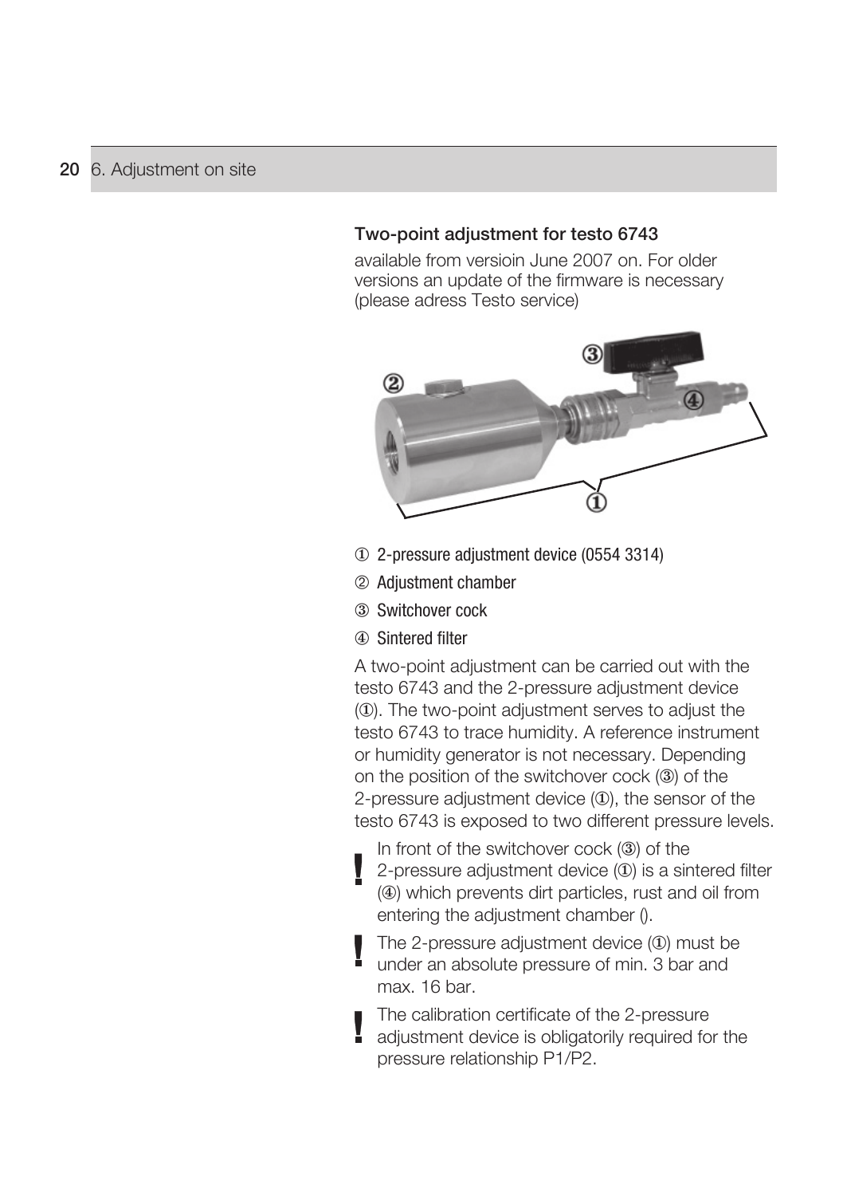### Two-point adjustment for testo 6743

available from versioin June 2007 on. For older versions an update of the firmware is necessary (please adress Testo service)

① 2-pressure adjustment device (0554 3314)

② Adjustment chamber

③ Switchover cock

④ Sintered filter

A two-point adjustment can be carried out with the testo 6743 and the 2-pressure adjustment device (①). The two-point adjustment serves to adjust the testo 6743 to trace humidity. A reference instrument or humidity generator is not necessary. Depending on the position of the switchover cock (③) of the 2-pressure adjustment device (①), the sensor of the testo 6743 is exposed to two different pressure levels.

! In front of the switchover cock (③) of the 2-pressure adjustment device (①) is a sintered filter (④) which prevents dirt particles, rust and oil from entering the adjustment chamber ().

! The 2-pressure adjustment device (①) must be under an absolute pressure of min. 3 bar and max. 16 bar.

! The calibration certificate of the 2-pressure adjustment device is obligatorily required for the pressure relationship P1/P2.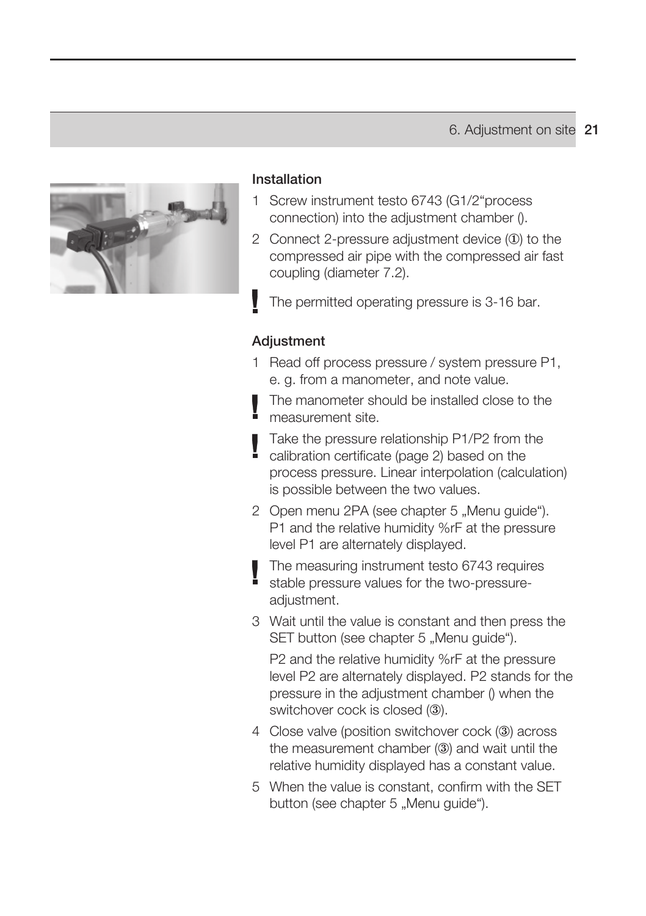## Installation

1 Screw instrument testo 6743 (G1/2“process connection) into the adjustment chamber ().

2 Connect 2-pressure adjustment device (①) to the compressed air pipe with the compressed air fast coupling (diameter 7.2).

**!** The permitted operating pressure is 3-16 bar.

## Adjustment

1 Read off process pressure / system pressure P1, e. g. from a manometer, and note value.

**!** The manometer should be installed close to the measurement site.

**!** Take the pressure relationship P1/P2 from the calibration certificate (page 2) based on the process pressure. Linear interpolation (calculation) is possible between the two values.

2 Open menu 2PA (see chapter 5 „Menu guide“). P1 and the relative humidity %rF at the pressure level P1 are alternately displayed.

**!** The measuring instrument testo 6743 requires stable pressure values for the two-pressure-adjustment.

3 Wait until the value is constant and then press the SET button (see chapter 5 „Menu guide“).

P2 and the relative humidity %rF at the pressure level P2 are alternately displayed. P2 stands for the pressure in the adjustment chamber () when the switchover cock is closed (③).

4 Close valve (position switchover cock (③) across the measurement chamber (③) and wait until the relative humidity displayed has a constant value.

5 When the value is constant, confirm with the SET button (see chapter 5 „Menu guide“).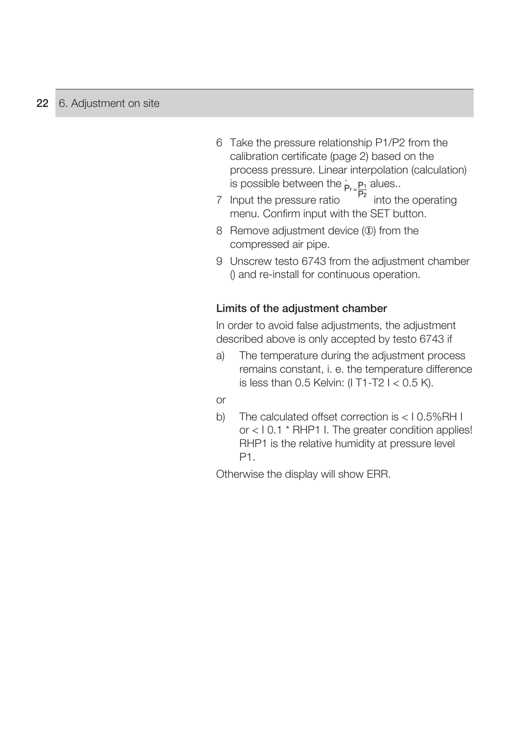6 Take the pressure relationship P1/P2 from the calibration certificate (page 2) based on the process pressure. Linear interpolation (calculation) is possible between the $P_r = \frac{P_1}{P_2}$ values..

7 Input the pressure ratio into the operating menu. Confirm input with the SET button.

8 Remove adjustment device (①) from the compressed air pipe.

9 Unscrew testo 6743 from the adjustment chamber () and re-install for continuous operation.

**Limits of the adjustment chamber**

In order to avoid false adjustments, the adjustment described above is only accepted by testo 6743 if

a) The temperature during the adjustment process remains constant, i. e. the temperature difference is less than 0.5 Kelvin: (I T1-T2 I < 0.5 K).

or

b) The calculated offset correction is < I 0.5%RH I or < I 0.1 * RHP1 I. The greater condition applies! RHP1 is the relative humidity at pressure level P1.

Otherwise the display will show ERR.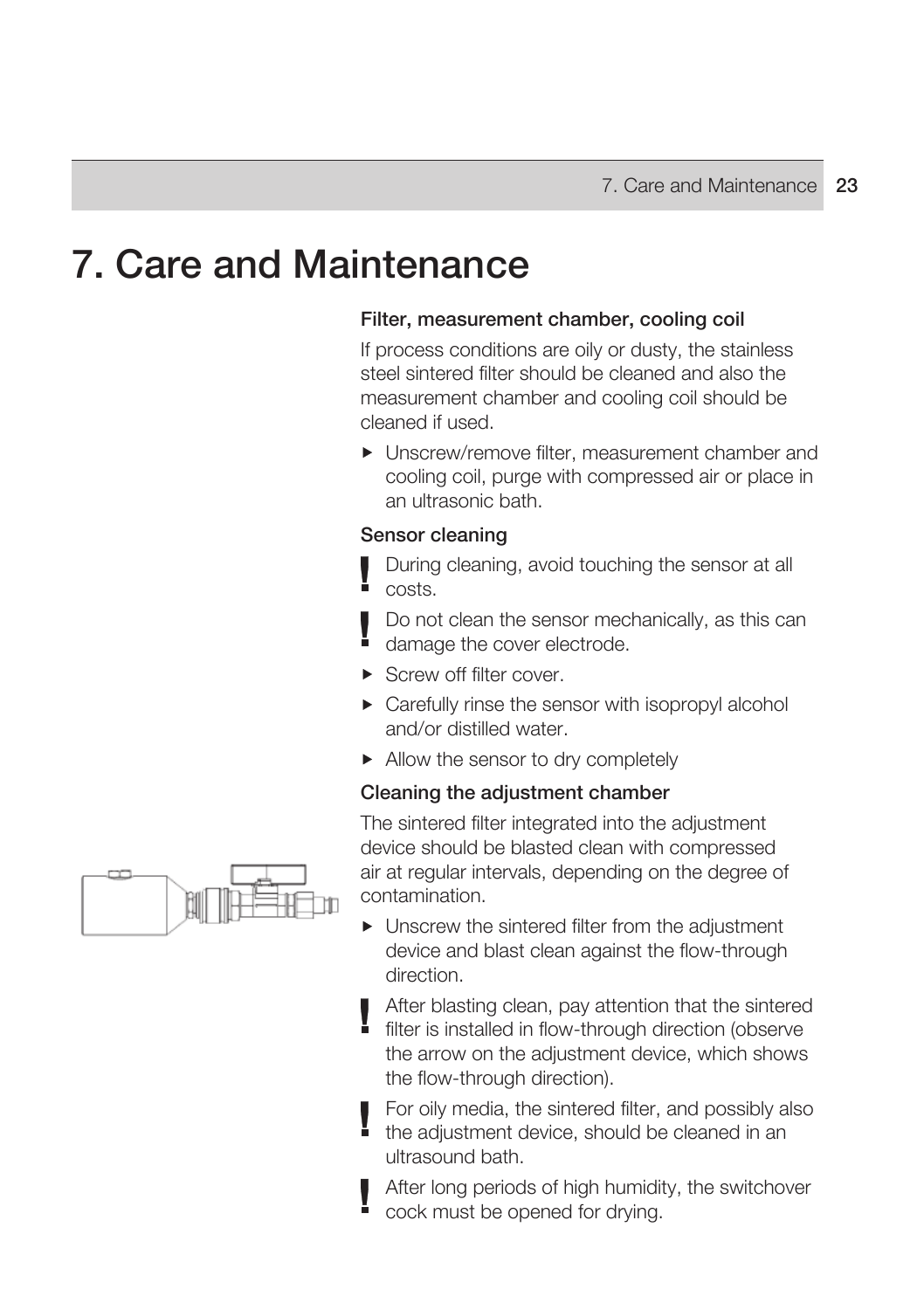# 7. Care and Maintenance

### Filter, measurement chamber, cooling coil

If process conditions are oily or dusty, the stainless steel sintered filter should be cleaned and also the measurement chamber and cooling coil should be cleaned if used.

- Unscrew/remove filter, measurement chamber and cooling coil, purge with compressed air or place in an ultrasonic bath.

### Sensor cleaning

**!** During cleaning, avoid touching the sensor at all costs.

**!** Do not clean the sensor mechanically, as this can damage the cover electrode.

- Screw off filter cover.
- Carefully rinse the sensor with isopropyl alcohol and/or distilled water.
- Allow the sensor to dry completely

### Cleaning the adjustment chamber

The sintered filter integrated into the adjustment device should be blasted clean with compressed air at regular intervals, depending on the degree of contamination.

- Unscrew the sintered filter from the adjustment device and blast clean against the flow-through direction.

**!** After blasting clean, pay attention that the sintered filter is installed in flow-through direction (observe the arrow on the adjustment device, which shows the flow-through direction).

**!** For oily media, the sintered filter, and possibly also the adjustment device, should be cleaned in an ultrasound bath.

**!** After long periods of high humidity, the switchover cock must be opened for drying.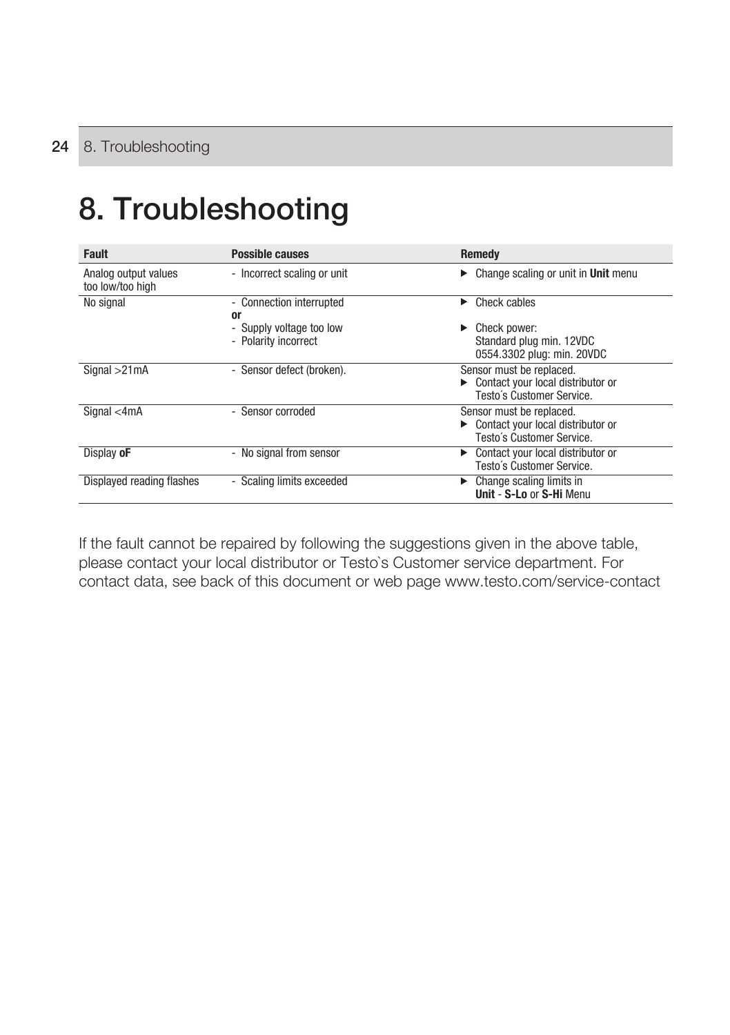# 8. Troubleshooting

| Fault | Possible causes | Remedy |
|---|---|---|
| Analog output values too low/too high | - Incorrect scaling or unit | ▶ Change scaling or unit in **Unit** menu |
| No signal | - Connection interrupted<br>**or**<br>- Supply voltage too low<br>- Polarity incorrect | ▶ Check cables<br><br>▶ Check power:<br>Standard plug min. 12VDC<br>0554.3302 plug: min. 20VDC |
| Signal >21mA | - Sensor defect (broken). | Sensor must be replaced.<br>▶ Contact your local distributor or Testo´s Customer Service. |
| Signal <4mA | - Sensor corroded | Sensor must be replaced.<br>▶ Contact your local distributor or Testo´s Customer Service. |
| Display **oF** | - No signal from sensor | ▶ Contact your local distributor or Testo´s Customer Service. |
| Displayed reading flashes | - Scaling limits exceeded | ▶ Change scaling limits in **Unit** - **S-Lo** or **S-Hi** Menu |

If the fault cannot be repaired by following the suggestions given in the above table, please contact your local distributor or Testo`s Customer service department. For contact data, see back of this document or web page www.testo.com/service-contact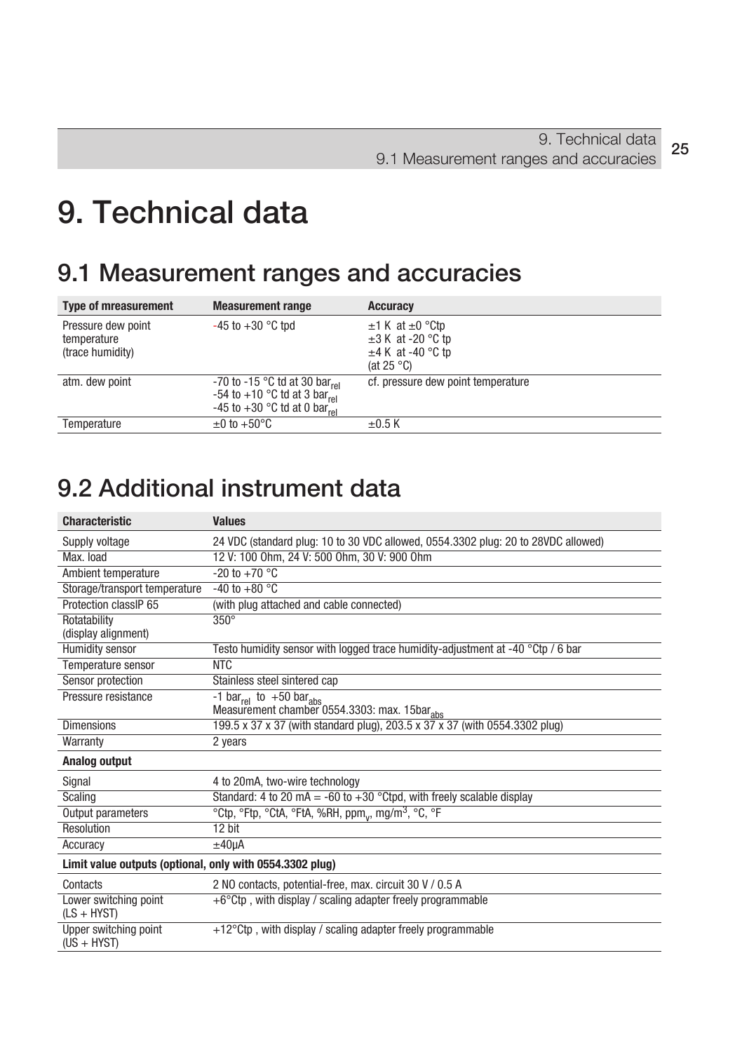# 9. Technical data

## 9.1 Measurement ranges and accuracies

| Type of mreasurement | Measurement range | Accuracy |
|---|---|---|
| Pressure dew point temperature (trace humidity) | -45 to +30 °C tpd | ±1 K at ±0 °Ctp<br>±3 K at -20 °C tp<br>±4 K at -40 °C tp<br>(at 25 °C) |
| atm. dew point | -70 to -15 °C td at 30 $bar_{rel}$<br>-54 to +10 °C td at 3 $bar_{rel}$<br>-45 to +30 °C td at 0 $bar_{rel}$ | cf. pressure dew point temperature |
| Temperature | ±0 to +50°C | ±0.5 K |

## 9.2 Additional instrument data

| Characteristic | Values |
|---|---|
| Supply voltage | 24 VDC (standard plug: 10 to 30 VDC allowed, 0554.3302 plug: 20 to 28VDC allowed) |
| Max. load | 12 V: 100 Ohm, 24 V: 500 Ohm, 30 V: 900 Ohm |
| Ambient temperature | -20 to +70 °C |
| Storage/transport temperature | -40 to +80 °C |
| Protection classIP 65 | (with plug attached and cable connected) |
| Rotatability (display alignment) | 350° |
| Humidity sensor | Testo humidity sensor with logged trace humidity-adjustment at -40 °Ctp / 6 bar |
| Temperature sensor | NTC |
| Sensor protection | Stainless steel sintered cap |
| Pressure resistance | -1 $bar_{rel}$ to +50 $bar_{abs}$<br>Measurement chamber 0554.3303: max. 15$bar_{abs}$ |
| Dimensions | 199.5 x 37 x 37 (with standard plug), 203.5 x 37 x 37 (with 0554.3302 plug) |
| Warranty | 2 years |
| **Analog output** | |
| Signal | 4 to 20mA, two-wire technology |
| Scaling | Standard: 4 to 20 mA = -60 to +30 °Ctpd, with freely scalable display |
| Output parameters | °Ctp, °Ftp, °CtA, °FtA, %RH, $ppm_v$, $mg/m^3$, °C, °F |
| Resolution | 12 bit |
| Accuracy | ±40µA |
| **Limit value outputs (optional, only with 0554.3302 plug)** | |
| Contacts | 2 NO contacts, potential-free, max. circuit 30 V / 0.5 A |
| Lower switching point (LS + HYST) | +6°Ctp , with display / scaling adapter freely programmable |
| Upper switching point (US + HYST) | +12°Ctp , with display / scaling adapter freely programmable |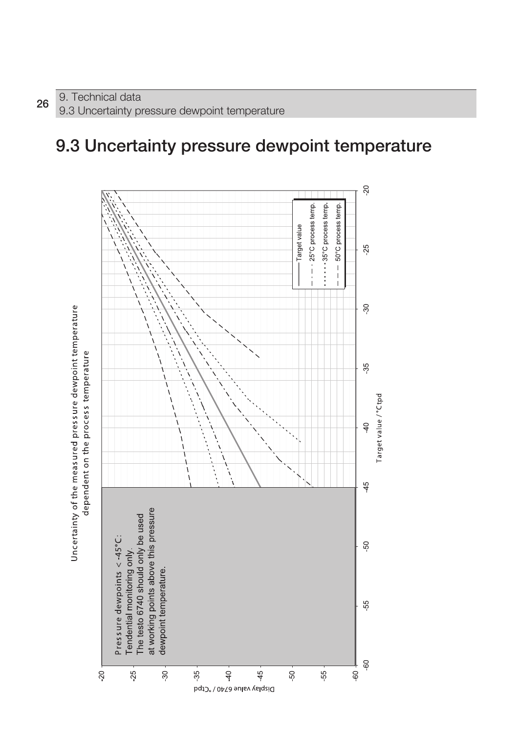# 9.3 Uncertainty pressure dewpoint temperature

Uncertainty of the measured pressure dewpoint temperature dependent on the process temperature

Pressure dewpoints < -45°C:
Tendential monitoring only.
The testo 6740 should only be used at working points above this pressure dewpoint temperature.

Target value
25°C process temp.
35°C process temp.
50°C process temp.

Target value / °Ctpd

Display value 6740 / °Ctpd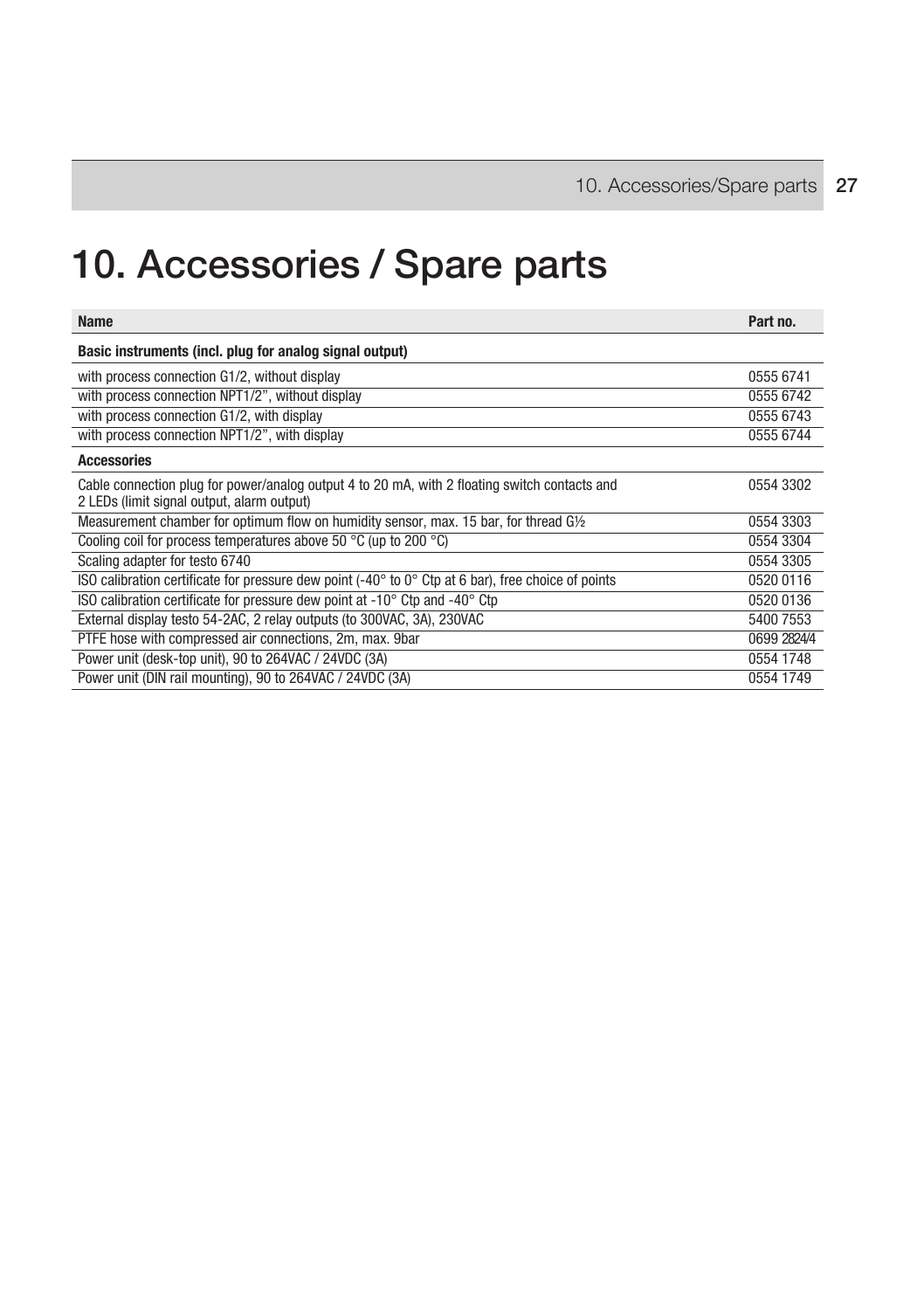# 10. Accessories / Spare parts

| Name | Part no. |
| --- | --- |
| **Basic instruments (incl. plug for analog signal output)** | |
| with process connection G1/2, without display | 0555 6741 |
| with process connection NPT1/2", without display | 0555 6742 |
| with process connection G1/2, with display | 0555 6743 |
| with process connection NPT1/2", with display | 0555 6744 |
| **Accessories** | |
| Cable connection plug for power/analog output 4 to 20 mA, with 2 floating switch contacts and 2 LEDs (limit signal output, alarm output) | 0554 3302 |
| Measurement chamber for optimum flow on humidity sensor, max. 15 bar, for thread G½ | 0554 3303 |
| Cooling coil for process temperatures above 50 °C (up to 200 °C) | 0554 3304 |
| Scaling adapter for testo 6740 | 0554 3305 |
| ISO calibration certificate for pressure dew point (-40° to 0° Ctp at 6 bar), free choice of points | 0520 0116 |
| ISO calibration certificate for pressure dew point at -10° Ctp and -40° Ctp | 0520 0136 |
| External display testo 54-2AC, 2 relay outputs (to 300VAC, 3A), 230VAC | 5400 7553 |
| PTFE hose with compressed air connections, 2m, max. 9bar | 0699 2824/4 |
| Power unit (desk-top unit), 90 to 264VAC / 24VDC (3A) | 0554 1748 |
| Power unit (DIN rail mounting), 90 to 264VAC / 24VDC (3A) | 0554 1749 |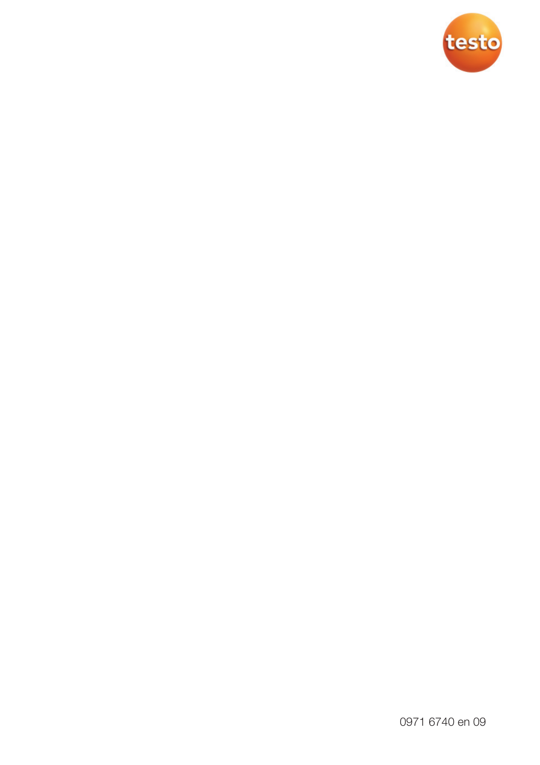testo

0971 6740 en 09